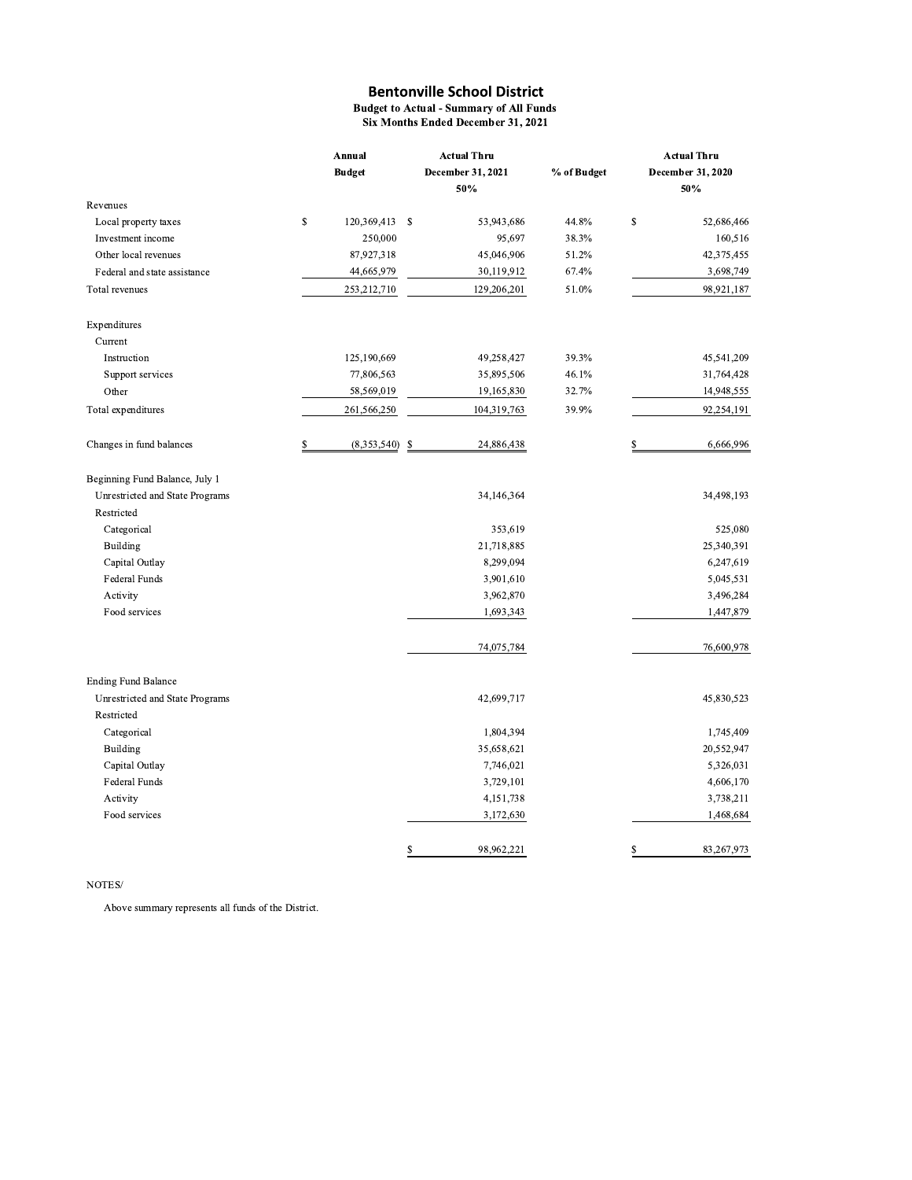# Bentonville School District

**Budget to Actual - Summary of All Funds**
**Six Months Ended December 31, 2021**

| | Annual Budget | Actual Thru December 31, 2021 50% | % of Budget | Actual Thru December 31, 2020 50% |
|---|---|---|---|---|
| **Revenues** | | | | |
| Local property taxes | $ 120,369,413 | $ 53,943,686 | 44.8% | $ 52,686,466 |
| Investment income | 250,000 | 95,697 | 38.3% | 160,516 |
| Other local revenues | 87,927,318 | 45,046,906 | 51.2% | 42,375,455 |
| Federal and state assistance | 44,665,979 | 30,119,912 | 67.4% | 3,698,749 |
| Total revenues | 253,212,710 | 129,206,201 | 51.0% | 98,921,187 |
| **Expenditures** | | | | |
| Current | | | | |
| Instruction | 125,190,669 | 49,258,427 | 39.3% | 45,541,209 |
| Support services | 77,806,563 | 35,895,506 | 46.1% | 31,764,428 |
| Other | 58,569,019 | 19,165,830 | 32.7% | 14,948,555 |
| Total expenditures | 261,566,250 | 104,319,763 | 39.9% | 92,254,191 |
| Changes in fund balances | $ (8,353,540) | $ 24,886,438 | | $ 6,666,996 |
| **Beginning Fund Balance, July 1** | | | | |
| Unrestricted and State Programs | | 34,146,364 | | 34,498,193 |
| Restricted | | | | |
| Categorical | | 353,619 | | 525,080 |
| Building | | 21,718,885 | | 25,340,391 |
| Capital Outlay | | 8,299,094 | | 6,247,619 |
| Federal Funds | | 3,901,610 | | 5,045,531 |
| Activity | | 3,962,870 | | 3,496,284 |
| Food services | | 1,693,343 | | 1,447,879 |
| | | 74,075,784 | | 76,600,978 |
| **Ending Fund Balance** | | | | |
| Unrestricted and State Programs | | 42,699,717 | | 45,830,523 |
| Restricted | | | | |
| Categorical | | 1,804,394 | | 1,745,409 |
| Building | | 35,658,621 | | 20,552,947 |
| Capital Outlay | | 7,746,021 | | 5,326,031 |
| Federal Funds | | 3,729,101 | | 4,606,170 |
| Activity | | 4,151,738 | | 3,738,211 |
| Food services | | 3,172,630 | | 1,468,684 |
| | | $ 98,962,221 | | $ 83,267,973 |

NOTES/

Above summary represents all funds of the District.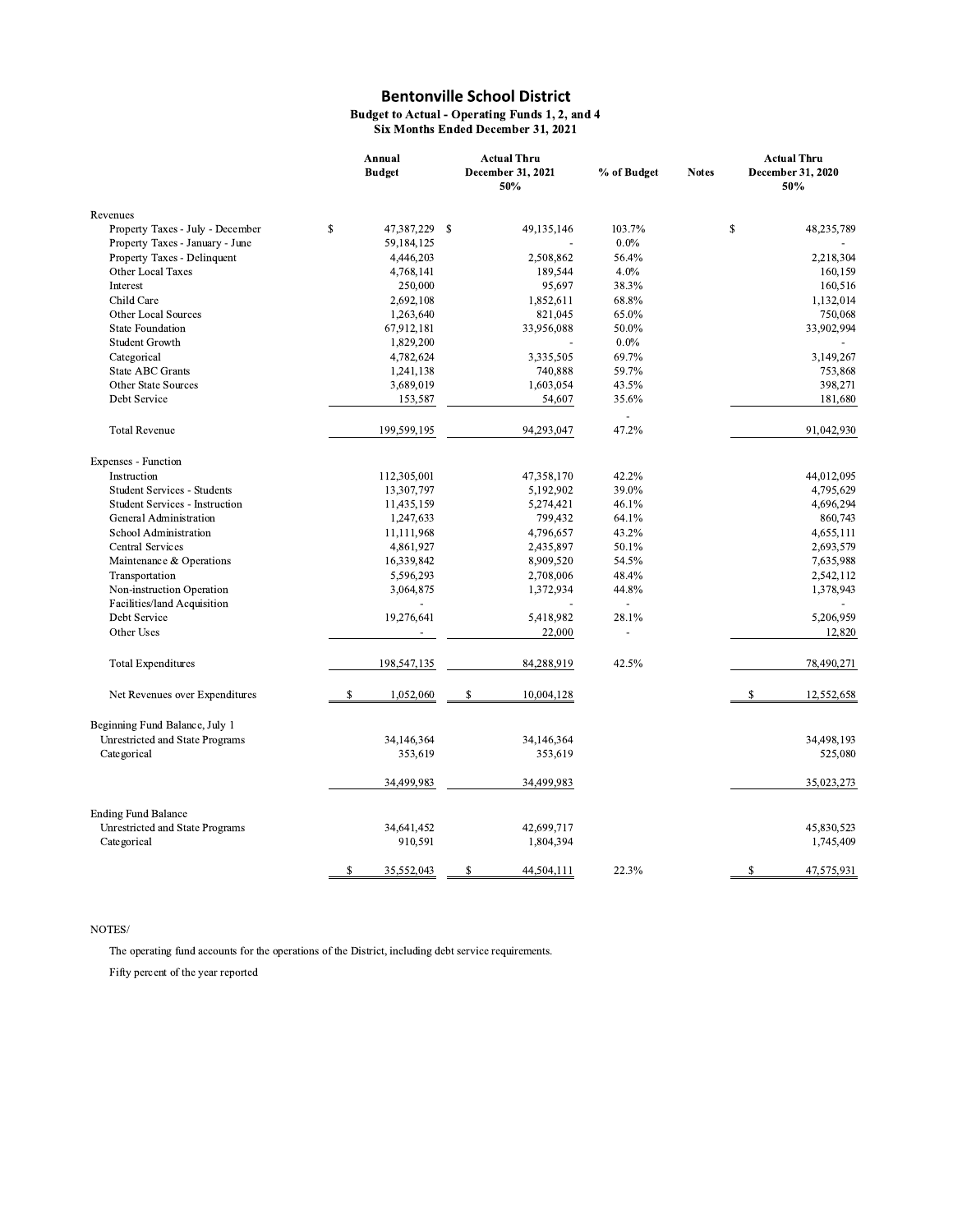# Bentonville School District

**Budget to Actual - Operating Funds 1, 2, and 4**
**Six Months Ended December 31, 2021**

| | Annual Budget | Actual Thru December 31, 2021 50% | % of Budget | Notes | Actual Thru December 31, 2020 50% |
|---|---|---|---|---|---|
| **Revenues** | | | | | |
| Property Taxes - July - December | $ 47,387,229 | $ 49,135,146 | 103.7% | | $ 48,235,789 |
| Property Taxes - January - June | 59,184,125 | - | 0.0% | | - |
| Property Taxes - Delinquent | 4,446,203 | 2,508,862 | 56.4% | | 2,218,304 |
| Other Local Taxes | 4,768,141 | 189,544 | 4.0% | | 160,159 |
| Interest | 250,000 | 95,697 | 38.3% | | 160,516 |
| Child Care | 2,692,108 | 1,852,611 | 68.8% | | 1,132,014 |
| Other Local Sources | 1,263,640 | 821,045 | 65.0% | | 750,068 |
| State Foundation | 67,912,181 | 33,956,088 | 50.0% | | 33,902,994 |
| Student Growth | 1,829,200 | - | 0.0% | | - |
| Categorical | 4,782,624 | 3,335,505 | 69.7% | | 3,149,267 |
| State ABC Grants | 1,241,138 | 740,888 | 59.7% | | 753,868 |
| Other State Sources | 3,689,019 | 1,603,054 | 43.5% | | 398,271 |
| Debt Service | 153,587 | 54,607 | 35.6% | | 181,680 |
| | | | - | | |
| Total Revenue | 199,599,195 | 94,293,047 | 47.2% | | 91,042,930 |
| **Expenses - Function** | | | | | |
| Instruction | 112,305,001 | 47,358,170 | 42.2% | | 44,012,095 |
| Student Services - Students | 13,307,797 | 5,192,902 | 39.0% | | 4,795,629 |
| Student Services - Instruction | 11,435,159 | 5,274,421 | 46.1% | | 4,696,294 |
| General Administration | 1,247,633 | 799,432 | 64.1% | | 860,743 |
| School Administration | 11,111,968 | 4,796,657 | 43.2% | | 4,655,111 |
| Central Services | 4,861,927 | 2,435,897 | 50.1% | | 2,693,579 |
| Maintenance & Operations | 16,339,842 | 8,909,520 | 54.5% | | 7,635,988 |
| Transportation | 5,596,293 | 2,708,006 | 48.4% | | 2,542,112 |
| Non-instruction Operation | 3,064,875 | 1,372,934 | 44.8% | | 1,378,943 |
| Facilities/land Acquisition | - | - | - | | - |
| Debt Service | 19,276,641 | 5,418,982 | 28.1% | | 5,206,959 |
| Other Uses | - | 22,000 | - | | 12,820 |
| Total Expenditures | 198,547,135 | 84,288,919 | 42.5% | | 78,490,271 |
| Net Revenues over Expenditures | $ 1,052,060 | $ 10,004,128 | | | $ 12,552,658 |
| **Beginning Fund Balance, July 1** | | | | | |
| Unrestricted and State Programs | 34,146,364 | 34,146,364 | | | 34,498,193 |
| Categorical | 353,619 | 353,619 | | | 525,080 |
| | 34,499,983 | 34,499,983 | | | 35,023,273 |
| **Ending Fund Balance** | | | | | |
| Unrestricted and State Programs | 34,641,452 | 42,699,717 | | | 45,830,523 |
| Categorical | 910,591 | 1,804,394 | | | 1,745,409 |
| | $ 35,552,043 | $ 44,504,111 | 22.3% | | $ 47,575,931 |

NOTES/

The operating fund accounts for the operations of the District, including debt service requirements.

Fifty percent of the year reported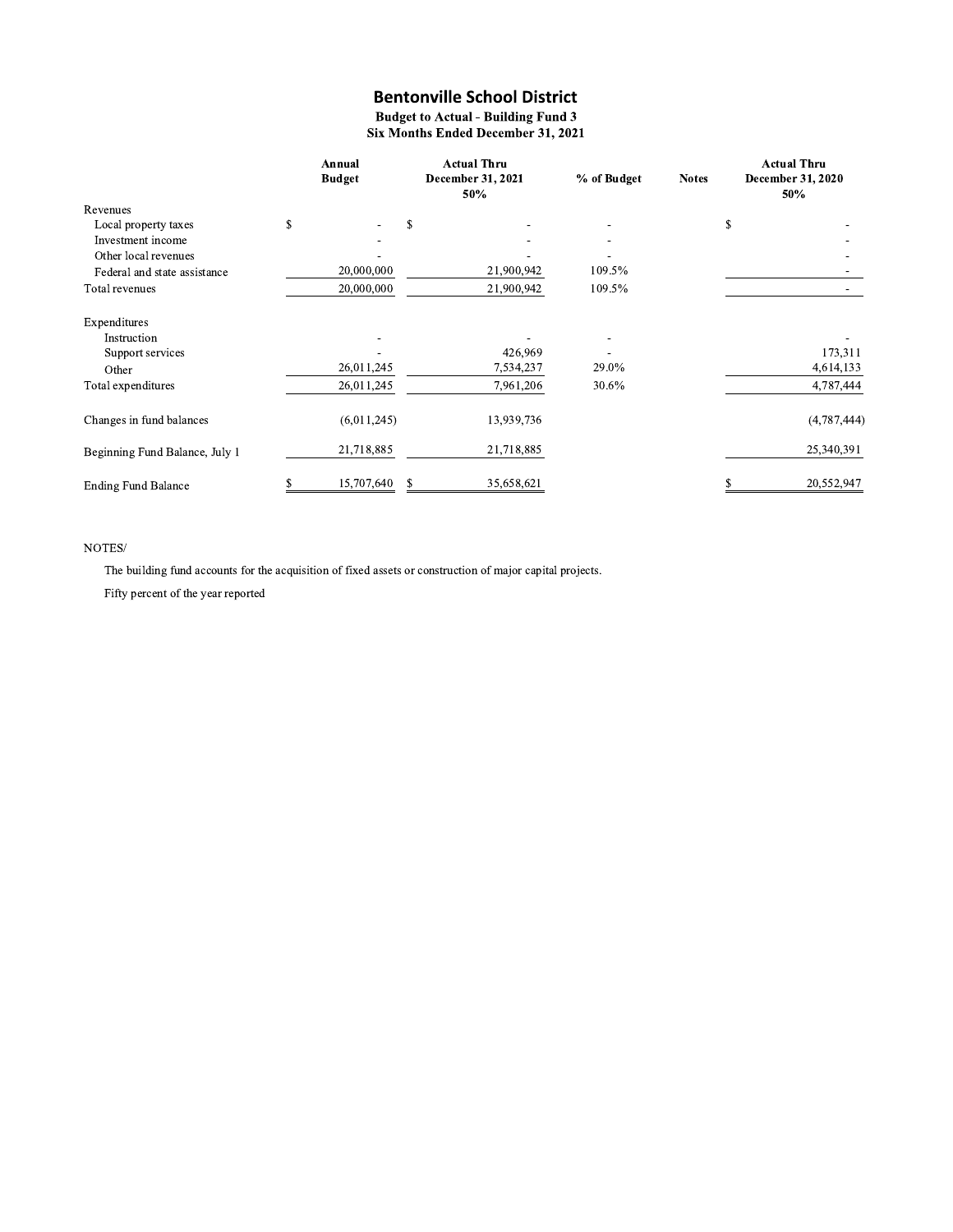# Bentonville School District

**Budget to Actual - Building Fund 3**
**Six Months Ended December 31, 2021**

| | Annual Budget | Actual Thru December 31, 2021 50% | % of Budget | Notes | Actual Thru December 31, 2020 50% |
|---|---|---|---|---|---|
| Revenues | | | | | |
| Local property taxes | $ - | $ - | - | | $ - |
| Investment income | - | - | - | | - |
| Other local revenues | - | - | - | | - |
| Federal and state assistance | 20,000,000 | 21,900,942 | 109.5% | | - |
| Total revenues | 20,000,000 | 21,900,942 | 109.5% | | - |
| Expenditures | | | | | |
| Instruction | - | - | - | | - |
| Support services | - | 426,969 | - | | 173,311 |
| Other | 26,011,245 | 7,534,237 | 29.0% | | 4,614,133 |
| Total expenditures | 26,011,245 | 7,961,206 | 30.6% | | 4,787,444 |
| Changes in fund balances | (6,011,245) | 13,939,736 | | | (4,787,444) |
| Beginning Fund Balance, July 1 | 21,718,885 | 21,718,885 | | | 25,340,391 |
| Ending Fund Balance | $ 15,707,640 | $ 35,658,621 | | | $ 20,552,947 |

NOTES/

The building fund accounts for the acquisition of fixed assets or construction of major capital projects.

Fifty percent of the year reported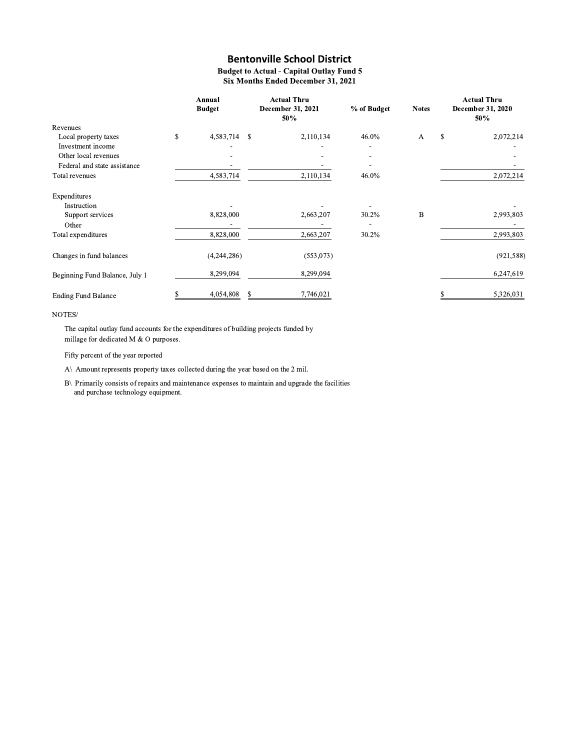# Bentonville School District

**Budget to Actual - Capital Outlay Fund 5**
**Six Months Ended December 31, 2021**

| | Annual Budget | Actual Thru December 31, 2021 50% | % of Budget | Notes | Actual Thru December 31, 2020 50% |
|---|---|---|---|---|---|
| **Revenues** | | | | | |
| Local property taxes | $ 4,583,714 | $ 2,110,134 | 46.0% | A | $ 2,072,214 |
| Investment income | - | - | - | | - |
| Other local revenues | - | - | - | | - |
| Federal and state assistance | - | - | - | | - |
| Total revenues | 4,583,714 | 2,110,134 | 46.0% | | 2,072,214 |
| **Expenditures** | | | | | |
| Instruction | - | - | - | | - |
| Support services | 8,828,000 | 2,663,207 | 30.2% | B | 2,993,803 |
| Other | - | - | - | | - |
| Total expenditures | 8,828,000 | 2,663,207 | 30.2% | | 2,993,803 |
| Changes in fund balances | (4,244,286) | (553,073) | | | (921,588) |
| Beginning Fund Balance, July 1 | 8,299,094 | 8,299,094 | | | 6,247,619 |
| Ending Fund Balance | $ 4,054,808 | $ 7,746,021 | | | $ 5,326,031 |

NOTES/

The capital outlay fund accounts for the expenditures of building projects funded by millage for dedicated M & O purposes.

Fifty percent of the year reported

A\ Amount represents property taxes collected during the year based on the 2 mil.

B\ Primarily consists of repairs and maintenance expenses to maintain and upgrade the facilities and purchase technology equipment.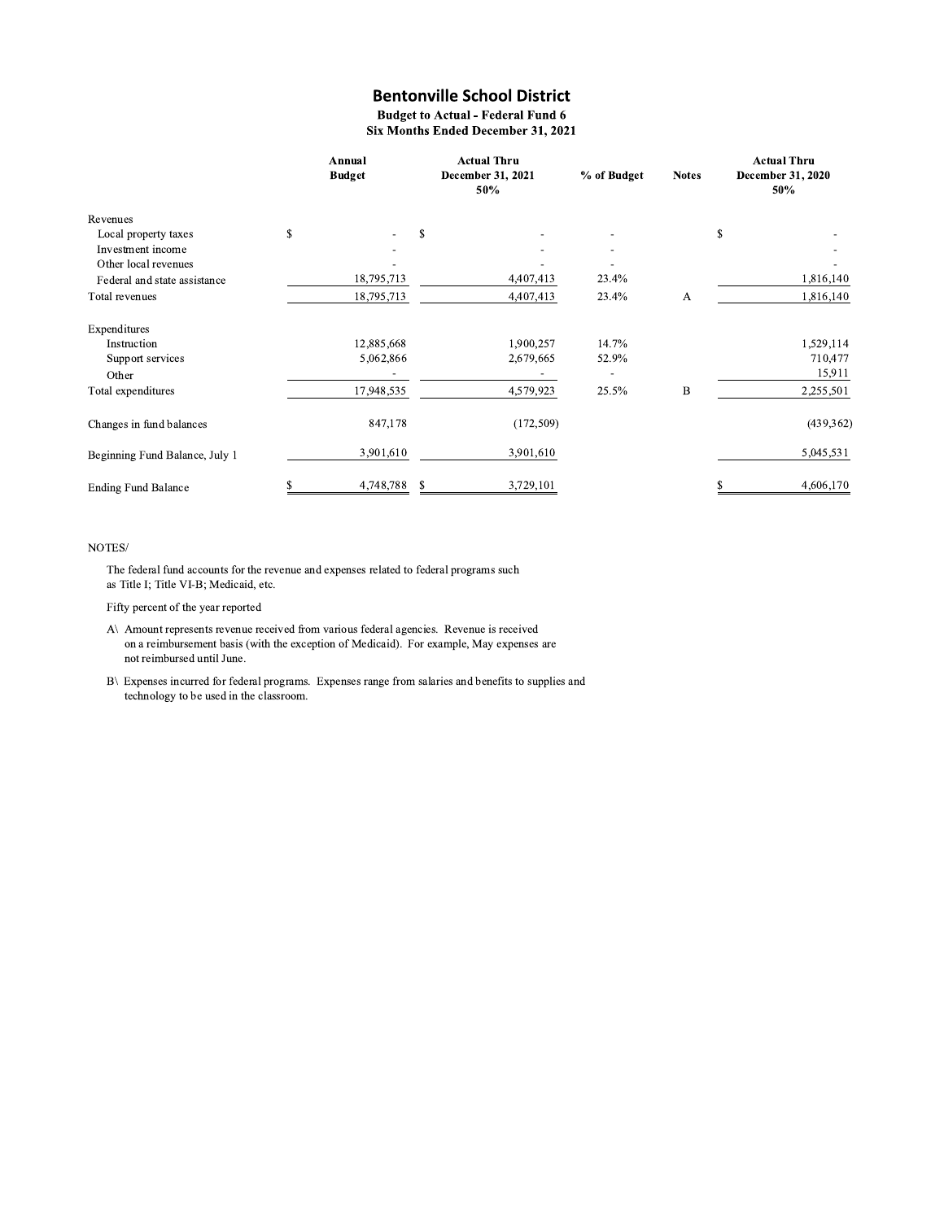# Bentonville School District

**Budget to Actual - Federal Fund 6**
**Six Months Ended December 31, 2021**

| | Annual Budget | Actual Thru December 31, 2021 50% | % of Budget | Notes | Actual Thru December 31, 2020 50% |
|---|---|---|---|---|---|
| Revenues | | | | | |
| Local property taxes | $ - | $ - | - | | $ - |
| Investment income | - | - | - | | - |
| Other local revenues | - | - | - | | - |
| Federal and state assistance | 18,795,713 | 4,407,413 | 23.4% | | 1,816,140 |
| Total revenues | 18,795,713 | 4,407,413 | 23.4% | A | 1,816,140 |
| Expenditures | | | | | |
| Instruction | 12,885,668 | 1,900,257 | 14.7% | | 1,529,114 |
| Support services | 5,062,866 | 2,679,665 | 52.9% | | 710,477 |
| Other | - | - | - | | 15,911 |
| Total expenditures | 17,948,535 | 4,579,923 | 25.5% | B | 2,255,501 |
| Changes in fund balances | 847,178 | (172,509) | | | (439,362) |
| Beginning Fund Balance, July 1 | 3,901,610 | 3,901,610 | | | 5,045,531 |
| Ending Fund Balance | $ 4,748,788 | $ 3,729,101 | | | $ 4,606,170 |

NOTES/

The federal fund accounts for the revenue and expenses related to federal programs such as Title I; Title VI-B; Medicaid, etc.

Fifty percent of the year reported

A\ Amount represents revenue received from various federal agencies. Revenue is received on a reimbursement basis (with the exception of Medicaid). For example, May expenses are not reimbursed until June.

B\ Expenses incurred for federal programs. Expenses range from salaries and benefits to supplies and technology to be used in the classroom.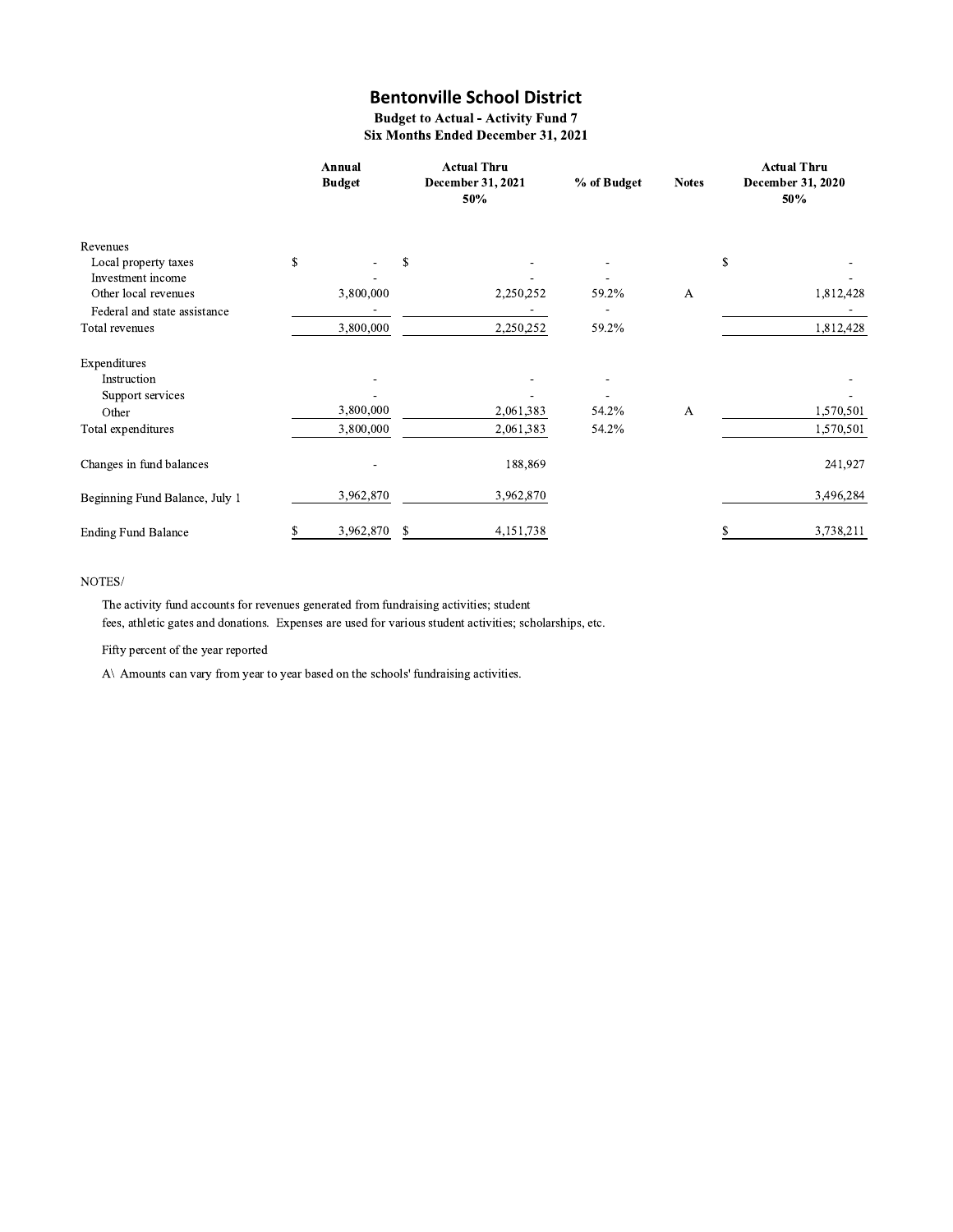# Bentonville School District

**Budget to Actual - Activity Fund 7**
**Six Months Ended December 31, 2021**

| | Annual Budget | Actual Thru December 31, 2021 50% | % of Budget | Notes | Actual Thru December 31, 2020 50% |
|---|---|---|---|---|---|
| **Revenues** | | | | | |
| Local property taxes | $ - | $ - | - | | $ - |
| Investment income | - | - | - | | - |
| Other local revenues | 3,800,000 | 2,250,252 | 59.2% | A | 1,812,428 |
| Federal and state assistance | - | - | - | | - |
| Total revenues | 3,800,000 | 2,250,252 | 59.2% | | 1,812,428 |
| **Expenditures** | | | | | |
| Instruction | - | - | - | | - |
| Support services | - | - | - | | - |
| Other | 3,800,000 | 2,061,383 | 54.2% | A | 1,570,501 |
| Total expenditures | 3,800,000 | 2,061,383 | 54.2% | | 1,570,501 |
| Changes in fund balances | - | 188,869 | | | 241,927 |
| Beginning Fund Balance, July 1 | 3,962,870 | 3,962,870 | | | 3,496,284 |
| Ending Fund Balance | $ 3,962,870 | $ 4,151,738 | | | $ 3,738,211 |

NOTES/

The activity fund accounts for revenues generated from fundraising activities; student fees, athletic gates and donations. Expenses are used for various student activities; scholarships, etc.

Fifty percent of the year reported

A\ Amounts can vary from year to year based on the schools' fundraising activities.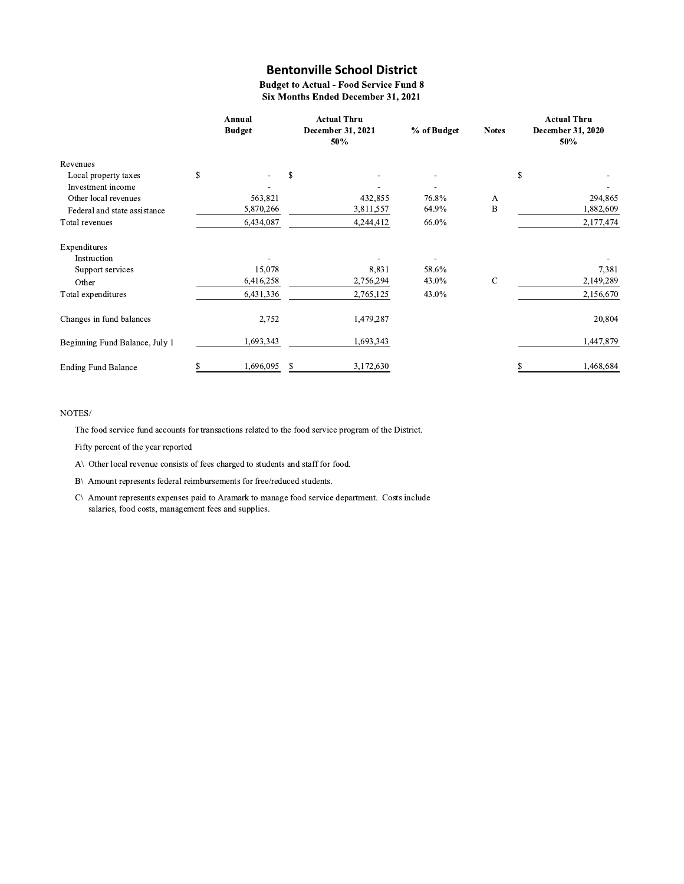# Bentonville School District

**Budget to Actual - Food Service Fund 8**
**Six Months Ended December 31, 2021**

| | Annual Budget | Actual Thru December 31, 2021 50% | % of Budget | Notes | Actual Thru December 31, 2020 50% |
|---|---|---|---|---|---|
| **Revenues** | | | | | |
| Local property taxes | $ - | $ - | - | | $ - |
| Investment income | - | - | - | | - |
| Other local revenues | 563,821 | 432,855 | 76.8% | A | 294,865 |
| Federal and state assistance | 5,870,266 | 3,811,557 | 64.9% | B | 1,882,609 |
| Total revenues | 6,434,087 | 4,244,412 | 66.0% | | 2,177,474 |
| **Expenditures** | | | | | |
| Instruction | - | - | - | | - |
| Support services | 15,078 | 8,831 | 58.6% | | 7,381 |
| Other | 6,416,258 | 2,756,294 | 43.0% | C | 2,149,289 |
| Total expenditures | 6,431,336 | 2,765,125 | 43.0% | | 2,156,670 |
| Changes in fund balances | 2,752 | 1,479,287 | | | 20,804 |
| Beginning Fund Balance, July 1 | 1,693,343 | 1,693,343 | | | 1,447,879 |
| Ending Fund Balance | $ 1,696,095 | $ 3,172,630 | | | $ 1,468,684 |

NOTES/

The food service fund accounts for transactions related to the food service program of the District.

Fifty percent of the year reported

A\ Other local revenue consists of fees charged to students and staff for food.

B\ Amount represents federal reimbursements for free/reduced students.

C\ Amount represents expenses paid to Aramark to manage food service department. Costs include salaries, food costs, management fees and supplies.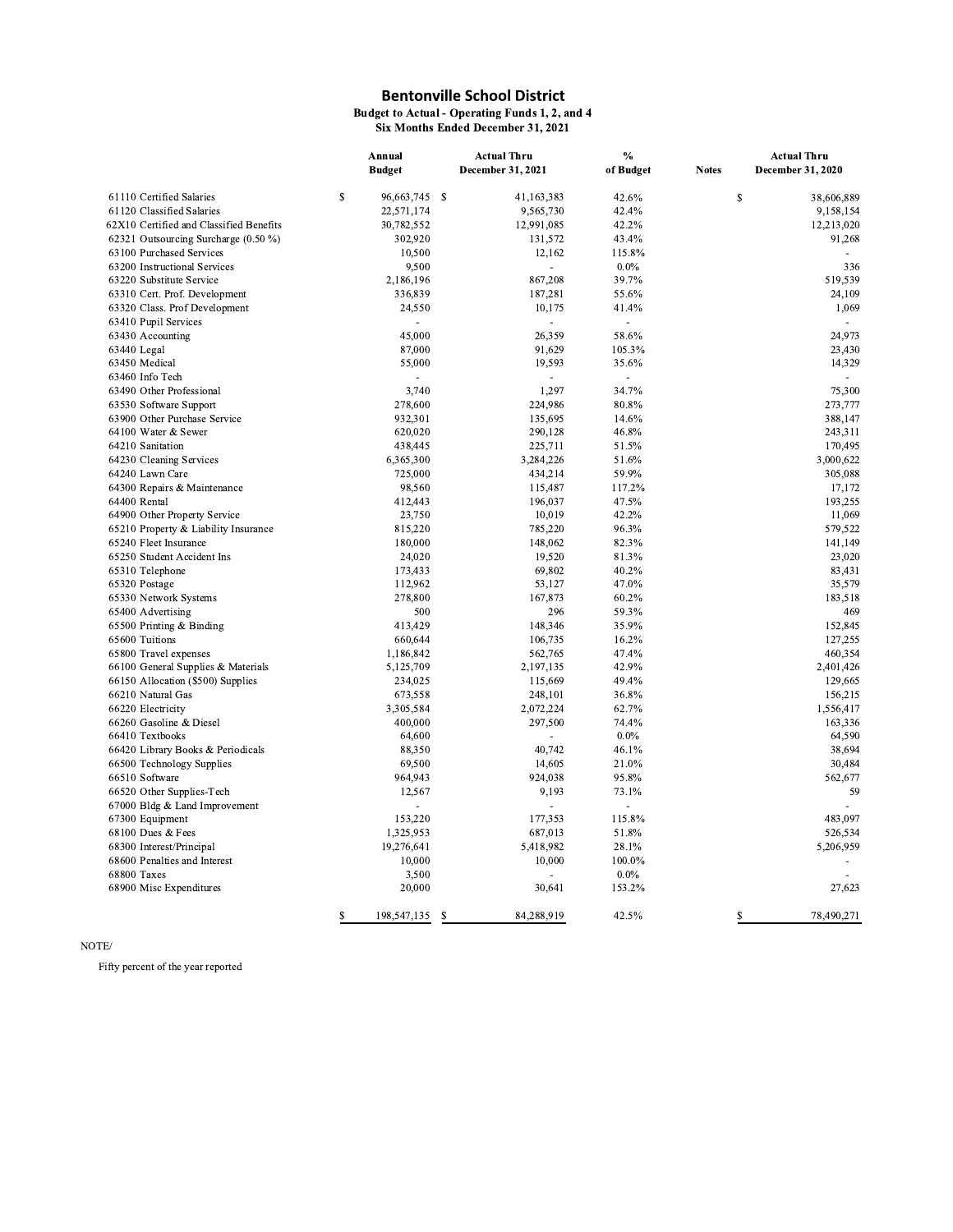# Bentonville School District

**Budget to Actual - Operating Funds 1, 2, and 4**
**Six Months Ended December 31, 2021**

| | Annual Budget | Actual Thru December 31, 2021 | % of Budget | Notes | Actual Thru December 31, 2020 |
|---|---|---|---|---|---|
| 61110 Certified Salaries | $ 96,663,745 | $ 41,163,383 | 42.6% | | $ 38,606,889 |
| 61120 Classified Salaries | 22,571,174 | 9,565,730 | 42.4% | | 9,158,154 |
| 62X10 Certified and Classified Benefits | 30,782,552 | 12,991,085 | 42.2% | | 12,213,020 |
| 62321 Outsourcing Surcharge (0.50 %) | 302,920 | 131,572 | 43.4% | | 91,268 |
| 63100 Purchased Services | 10,500 | 12,162 | 115.8% | | - |
| 63200 Instructional Services | 9,500 | - | 0.0% | | 336 |
| 63220 Substitute Service | 2,186,196 | 867,208 | 39.7% | | 519,539 |
| 63310 Cert. Prof. Development | 336,839 | 187,281 | 55.6% | | 24,109 |
| 63320 Class. Prof Development | 24,550 | 10,175 | 41.4% | | 1,069 |
| 63410 Pupil Services | - | - | - | | - |
| 63430 Accounting | 45,000 | 26,359 | 58.6% | | 24,973 |
| 63440 Legal | 87,000 | 91,629 | 105.3% | | 23,430 |
| 63450 Medical | 55,000 | 19,593 | 35.6% | | 14,329 |
| 63460 Info Tech | - | - | - | | - |
| 63490 Other Professional | 3,740 | 1,297 | 34.7% | | 75,300 |
| 63530 Software Support | 278,600 | 224,986 | 80.8% | | 273,777 |
| 63900 Other Purchase Service | 932,301 | 135,695 | 14.6% | | 388,147 |
| 64100 Water & Sewer | 620,020 | 290,128 | 46.8% | | 243,311 |
| 64210 Sanitation | 438,445 | 225,711 | 51.5% | | 170,495 |
| 64230 Cleaning Services | 6,365,300 | 3,284,226 | 51.6% | | 3,000,622 |
| 64240 Lawn Care | 725,000 | 434,214 | 59.9% | | 305,088 |
| 64300 Repairs & Maintenance | 98,560 | 115,487 | 117.2% | | 17,172 |
| 64400 Rental | 412,443 | 196,037 | 47.5% | | 193,255 |
| 64900 Other Property Service | 23,750 | 10,019 | 42.2% | | 11,069 |
| 65210 Property & Liability Insurance | 815,220 | 785,220 | 96.3% | | 579,522 |
| 65240 Fleet Insurance | 180,000 | 148,062 | 82.3% | | 141,149 |
| 65250 Student Accident Ins | 24,020 | 19,520 | 81.3% | | 23,020 |
| 65310 Telephone | 173,433 | 69,802 | 40.2% | | 83,431 |
| 65320 Postage | 112,962 | 53,127 | 47.0% | | 35,579 |
| 65330 Network Systems | 278,800 | 167,873 | 60.2% | | 183,518 |
| 65400 Advertising | 500 | 296 | 59.3% | | 469 |
| 65500 Printing & Binding | 413,429 | 148,346 | 35.9% | | 152,845 |
| 65600 Tuitions | 660,644 | 106,735 | 16.2% | | 127,255 |
| 65800 Travel expenses | 1,186,842 | 562,765 | 47.4% | | 460,354 |
| 66100 General Supplies & Materials | 5,125,709 | 2,197,135 | 42.9% | | 2,401,426 |
| 66150 Allocation ($500) Supplies | 234,025 | 115,669 | 49.4% | | 129,665 |
| 66210 Natural Gas | 673,558 | 248,101 | 36.8% | | 156,215 |
| 66220 Electricity | 3,305,584 | 2,072,224 | 62.7% | | 1,556,417 |
| 66260 Gasoline & Diesel | 400,000 | 297,500 | 74.4% | | 163,336 |
| 66410 Textbooks | 64,600 | - | 0.0% | | 64,590 |
| 66420 Library Books & Periodicals | 88,350 | 40,742 | 46.1% | | 38,694 |
| 66500 Technology Supplies | 69,500 | 14,605 | 21.0% | | 30,484 |
| 66510 Software | 964,943 | 924,038 | 95.8% | | 562,677 |
| 66520 Other Supplies-Tech | 12,567 | 9,193 | 73.1% | | 59 |
| 67000 Bldg & Land Improvement | - | - | - | | - |
| 67300 Equipment | 153,220 | 177,353 | 115.8% | | 483,097 |
| 68100 Dues & Fees | 1,325,953 | 687,013 | 51.8% | | 526,534 |
| 68300 Interest/Principal | 19,276,641 | 5,418,982 | 28.1% | | 5,206,959 |
| 68600 Penalties and Interest | 10,000 | 10,000 | 100.0% | | - |
| 68800 Taxes | 3,500 | - | 0.0% | | - |
| 68900 Misc Expenditures | 20,000 | 30,641 | 153.2% | | 27,623 |
| | $ 198,547,135 | $ 84,288,919 | 42.5% | | $ 78,490,271 |

NOTE/

Fifty percent of the year reported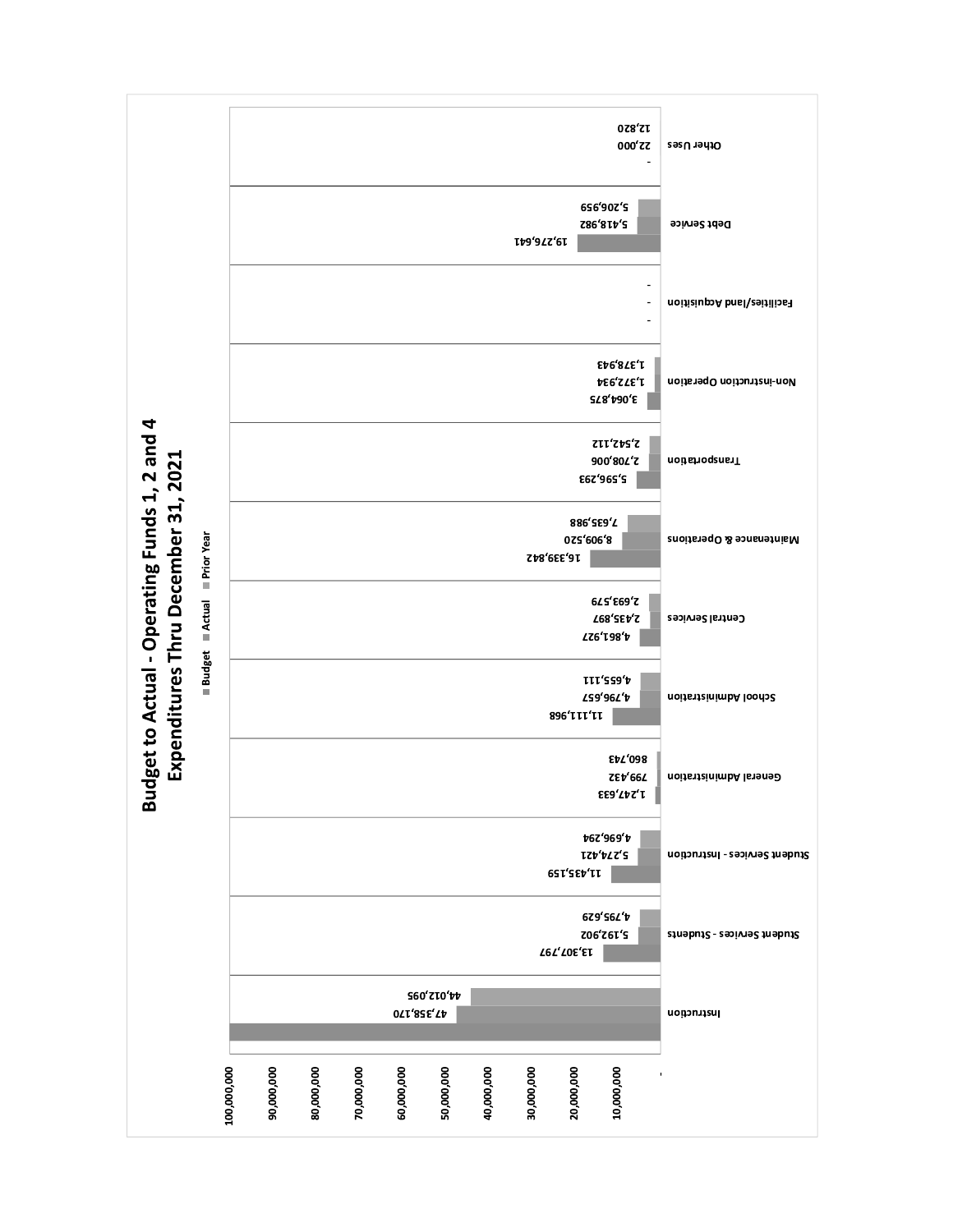# Budget to Actual - Operating Funds 1, 2 and 4 Expenditures Thru December 31, 2021

■ Budget ■ Actual ■ Prior Year

| Category | Budget | Actual | Prior Year |
|---|---|---|---|
| Instruction | | 47,358,170 | 44,012,095 |
| Student Services - Students | 13,307,797 | 5,192,902 | 4,795,629 |
| Student Services - Instruction | 11,435,159 | 5,274,421 | 4,696,294 |
| General Administration | 1,247,633 | 799,432 | 860,743 |
| School Administration | 11,111,968 | 4,796,657 | 4,655,111 |
| Central Services | 4,861,927 | 2,435,897 | 2,693,579 |
| Maintenance & Operations | 16,339,842 | 8,909,520 | 7,635,988 |
| Transportation | 5,596,293 | 2,708,006 | 2,542,112 |
| Non-instruction Operation | 3,064,875 | 1,372,934 | 1,378,943 |
| Facilities/land Acquisition | - | - | - |
| Debt Service | 19,276,641 | 5,418,982 | 5,206,959 |
| Other Uses | - | 22,000 | 12,820 |

Y-axis: -, 10,000,000, 20,000,000, 30,000,000, 40,000,000, 50,000,000, 60,000,000, 70,000,000, 80,000,000, 90,000,000, 100,000,000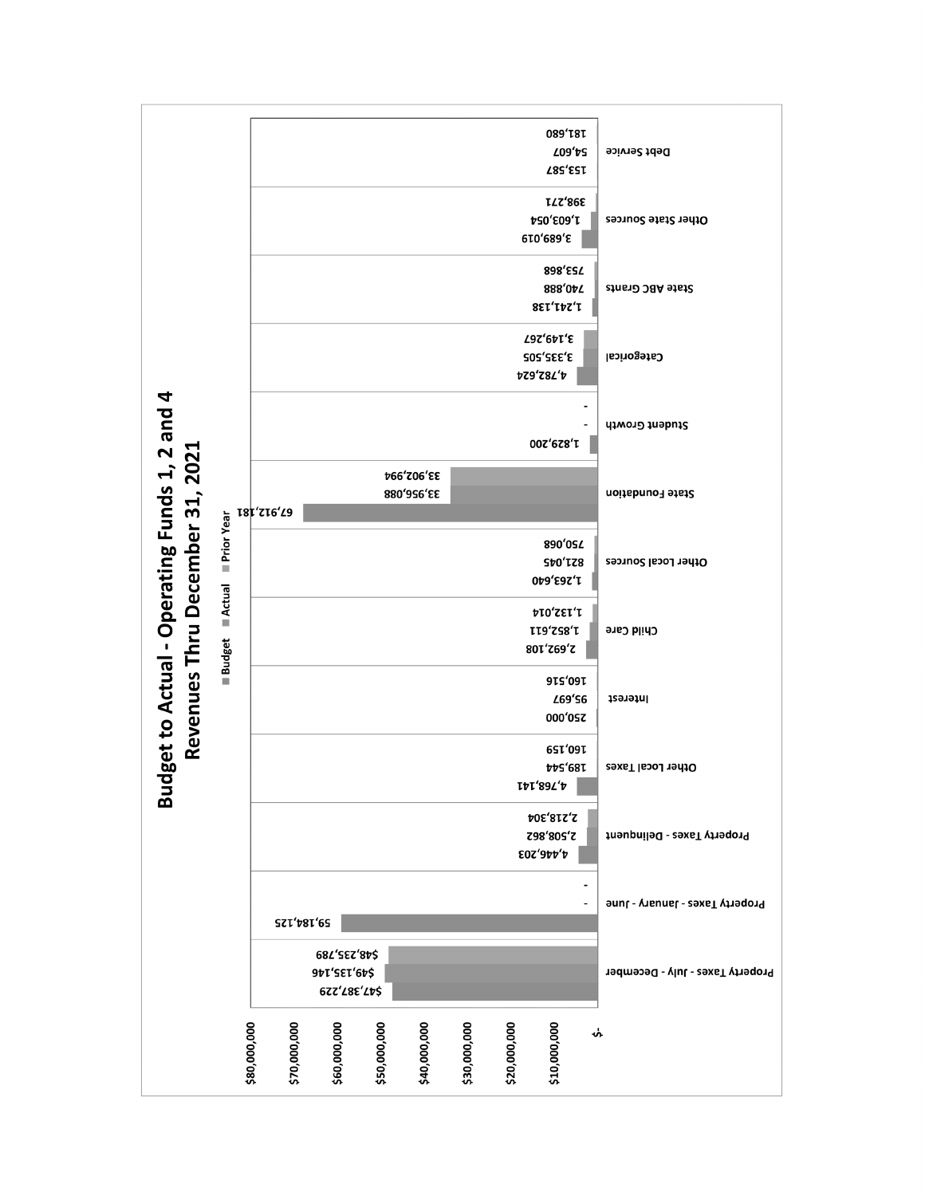# Budget to Actual - Operating Funds 1, 2 and 4

## Revenues Thru December 31, 2021

■ Budget ■ Actual ■ Prior Year

$80,000,000
$70,000,000
$60,000,000
$50,000,000
$40,000,000
$30,000,000
$20,000,000
$10,000,000
$-

Property Taxes - July - December
$47,387,229
$49,135,146
$48,235,789

Property Taxes - January - June
59,184,125
-
-

Property Taxes - Delinquent
4,446,203
2,508,862
2,218,304

Other Local Taxes
4,768,141
189,544
160,159

Interest
250,000
95,697
160,516

Child Care
2,692,108
1,852,611
1,132,014

Other Local Sources
1,263,640
821,045
750,068

State Foundation
67,912,181
33,956,088
33,902,994

Student Growth
1,829,200
-
-

Categorical
4,782,624
3,335,505
3,149,267

State ABC Grants
1,241,138
740,888
753,868

Other State Sources
3,689,019
1,603,054
398,271

Debt Service
153,587
54,607
181,680